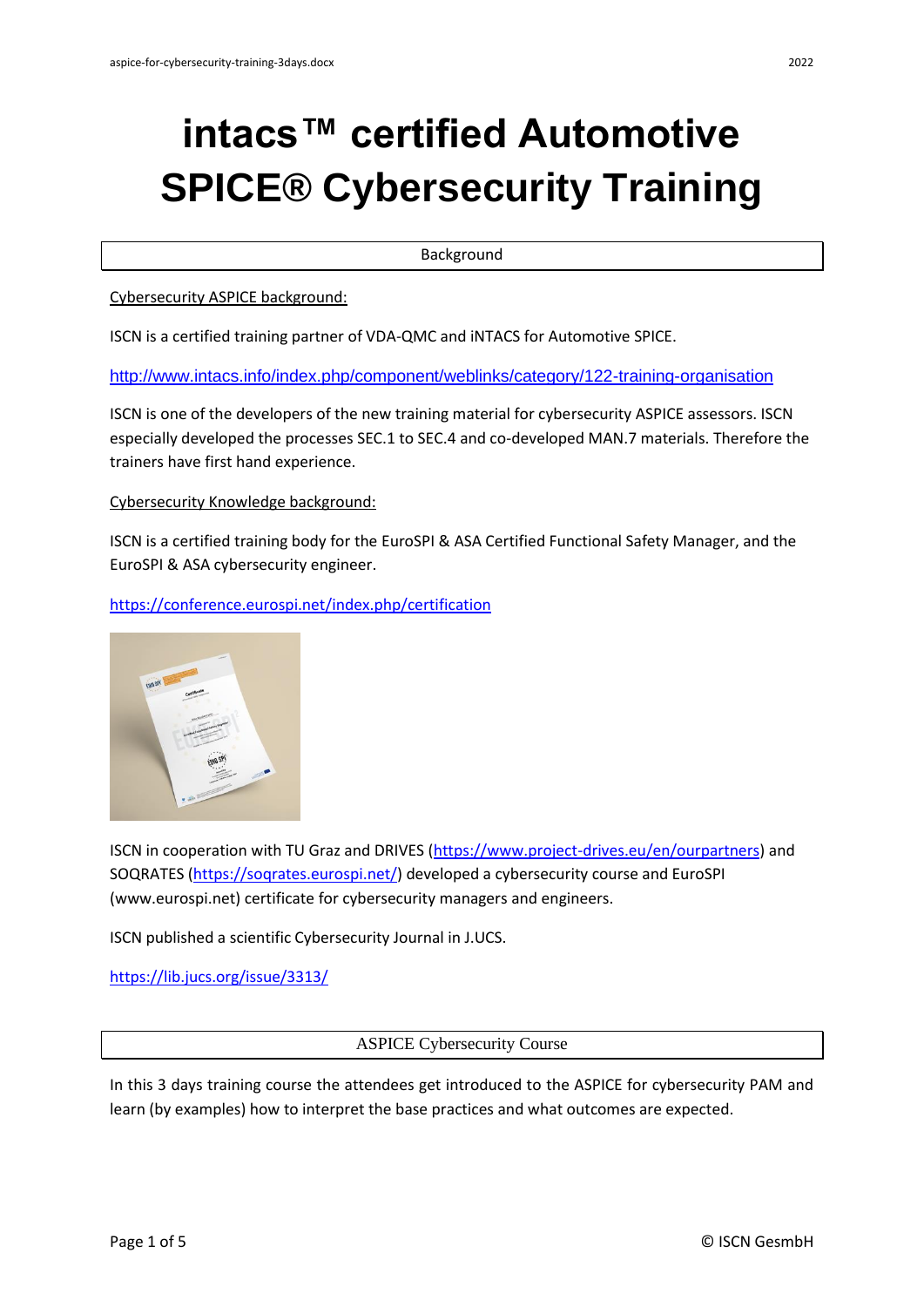# intacs™ certified Automotive SPICE® Cybersecurity Training

## Background

Cybersecurity ASPICE background:

ISCN is a certified training partner of VDA-QMC and iNTACS for Automotive SPICE.

http://www.intacs.info/index.php/component/weblinks/category/122-training-organisation

ISCN is one of the developers of the new training material for cybersecurity ASPICE assessors. ISCN especially developed the processes SEC.1 to SEC.4 and co-developed MAN.7 materials. Therefore the trainers have first hand experience.

Cybersecurity Knowledge background:

ISCN is a certified training body for the EuroSPI & ASA Certified Functional Safety Manager, and the EuroSPI & ASA cybersecurity engineer.

https://conference.eurospi.net/index.php/certification

ISCN in cooperation with TU Graz and DRIVES (https://www.project-drives.eu/en/ourpartners) and SOQRATES (https://soqrates.eurospi.net/) developed a cybersecurity course and EuroSPI (www.eurospi.net) certificate for cybersecurity managers and engineers.

ISCN published a scientific Cybersecurity Journal in J.UCS.

https://lib.jucs.org/issue/3313/

## ASPICE Cybersecurity Course

In this 3 days training course the attendees get introduced to the ASPICE for cybersecurity PAM and learn (by examples) how to interpret the base practices and what outcomes are expected.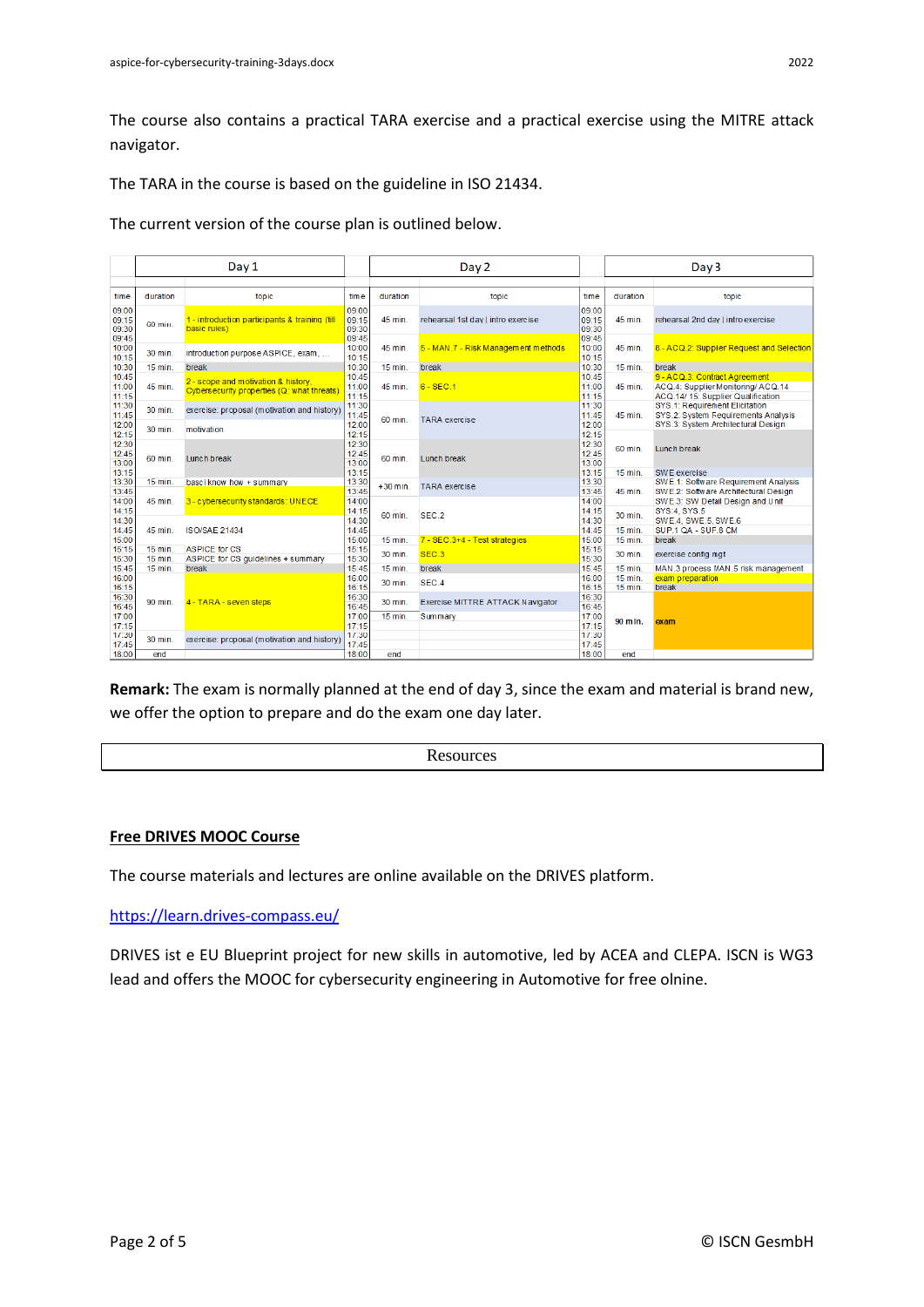The course also contains a practical TARA exercise and a practical exercise using the MITRE attack navigator.

The TARA in the course is based on the guideline in ISO 21434.

The current version of the course plan is outlined below.

| Day 1 | | | Day 2 | | | Day 3 | | |
|---|---|---|---|---|---|---|---|---|
| time | duration | topic | time | duration | topic | time | duration | topic |
| 09:00 09:15 09:30 09:45 | 60 min. | 1 - introduction participants & training (till basic rules) | 09:00 09:15 09:30 | 45 min. | rehearsal 1st day \| intro exercise | 09:00 09:15 09:30 | 45 min. | rehearsal 2nd day \| intro exercise |
| 10:00 10:15 | 30 min. | introduction purpose ASPICE, exam, ... | 09:45 10:00 10:15 | 45 min. | 5 - MAN.7 - Risk Management methods | 09:45 10:00 10:15 | 45 min. | 8 - ACQ.2: Supplier Request and Selection |
| 10:30 | 15 min. | break | 10:30 | 15 min. | break | 10:30 | 15 min. | break |
| 10:45 11:00 11:15 | 45 min. | 2 - scope and motivation & history, Cybersecurity properties (Q: what threats) | 10:45 11:00 11:15 | 45 min. | 6 - SEC.1 | 10:45 11:00 11:15 | 45 min. | 9 - ACQ.3: Contract Agreement; ACQ.4: Supplier Monitoring/ ACQ.14; ACQ.14/ 15: Supplier Qualification |
| 11:30 11:45 | 30 min. | exercise: proposal (motivation and history) | 11:30 11:45 12:00 12:15 | 60 min. | TARA exercise | 11:30 11:45 12:00 | 45 min. | SYS.1: Requirement Elicitation; SYS.2: System Requirements Analysis; SYS.3: System Architectural Design |
| 12:00 12:15 | 30 min. | motivation | | | | 12:15 12:30 12:45 | 60 min. | Lunch break |
| 12:30 12:45 13:00 13:15 | 60 min. | Lunch break | 12:30 12:45 13:00 13:15 | 60 min. | Lunch break | 13:00 13:15 | 15 min. | SWE exercise |
| 13:30 | 15 min. | basic know how + summary | 13:30 13:45 | +30 min. | TARA exercise | 13:30 13:45 | 45 min. | SWE.1: Software Requirement Analysis; SWE.2: Software Architectural Design; SWE.3: SW Detail Design and Unit |
| 13:45 14:00 14:15 | 45 min. | 3 - cybersecurity standards: UNECE | 14:00 14:15 14:30 | 60 min. | SEC.2 | 14:00 14:15 14:30 | 30 min. | SYS.4, SYS.5; SWE.4, SWE.5, SWE.6 |
| 14:30 14:45 15:00 | 45 min. | ISO/SAE 21434 | | | | 14:45 | 15 min. | SUP.1 QA - SUP.8 CM |
| 15:15 | 15 min. | ASPICE for CS | 15:00 | 15 min. | 7 - SEC.3+4 - Test strategies | 15:00 | 15 min. | break |
| 15:30 | 15 min. | ASPICE for CS guidelines + summary | 15:15 15:30 | 30 min. | SEC.3 | 15:15 15:30 | 30 min. | exercise config mgt |
| 15:45 | 15 min. | break | 15:45 | 15 min. | break | 15:45 | 15 min. | MAN.3 process MAN.5 risk management |
| 16:00 16:15 16:30 16:45 17:00 17:15 | 90 min. | 4 - TARA - seven steps | 16:00 16:15 | 30 min. | SEC.4 | 16:00 | 15 min. | exam preparation |
| | | | | | | 16:15 | 15 min. | break |
| | | | 16:30 16:45 | 30 min. | Exercise MITTRE ATTACK Navigator | 16:30 16:45 17:00 17:15 17:30 17:45 | 90 min. | exam |
| | | | 17:00 | 15 min. | Summary | | | |
| 17:30 17:45 | 30 min. | exercise: proposal (motivation and history) | 17:15 17:30 17:45 | | | | | |
| 18:00 | end | | 18:00 | end | | 18:00 | end | |

**Remark:** The exam is normally planned at the end of day 3, since the exam and material is brand new, we offer the option to prepare and do the exam one day later.

## Resources

### Free DRIVES MOOC Course

The course materials and lectures are online available on the DRIVES platform.

https://learn.drives-compass.eu/

DRIVES ist e EU Blueprint project for new skills in automotive, led by ACEA and CLEPA. ISCN is WG3 lead and offers the MOOC for cybersecurity engineering in Automotive for free olnine.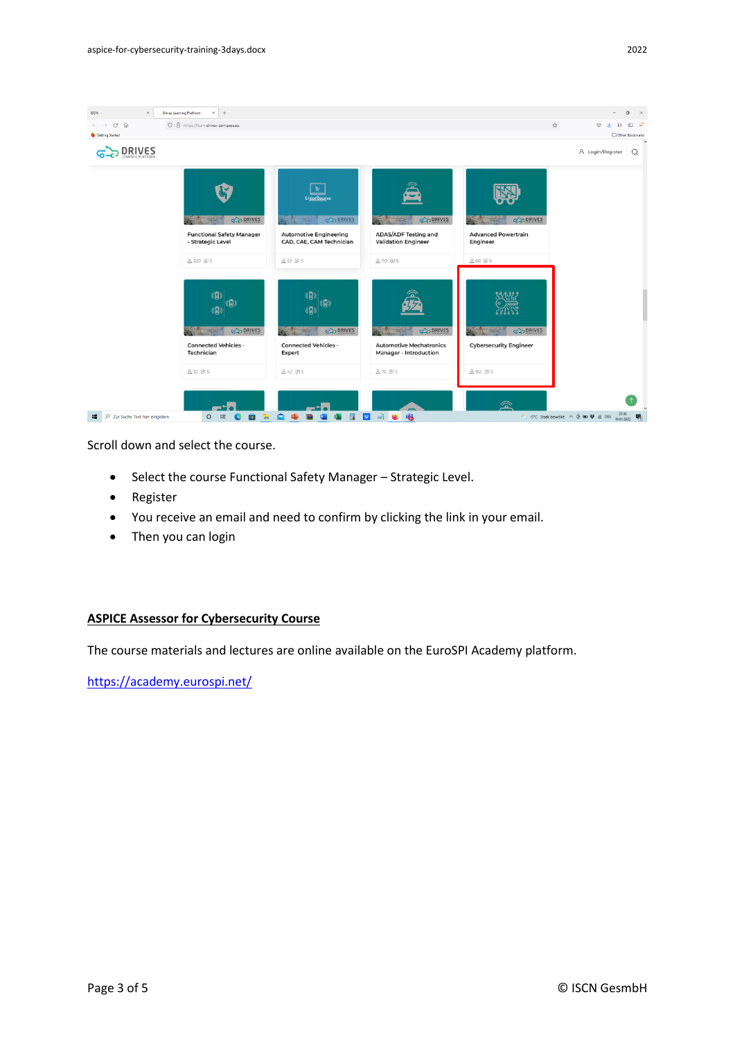Scroll down and select the course.

- Select the course Functional Safety Manager – Strategic Level.
- Register
- You receive an email and need to confirm by clicking the link in your email.
- Then you can login

## ASPICE Assessor for Cybersecurity Course

The course materials and lectures are online available on the EuroSPI Academy platform.

https://academy.eurospi.net/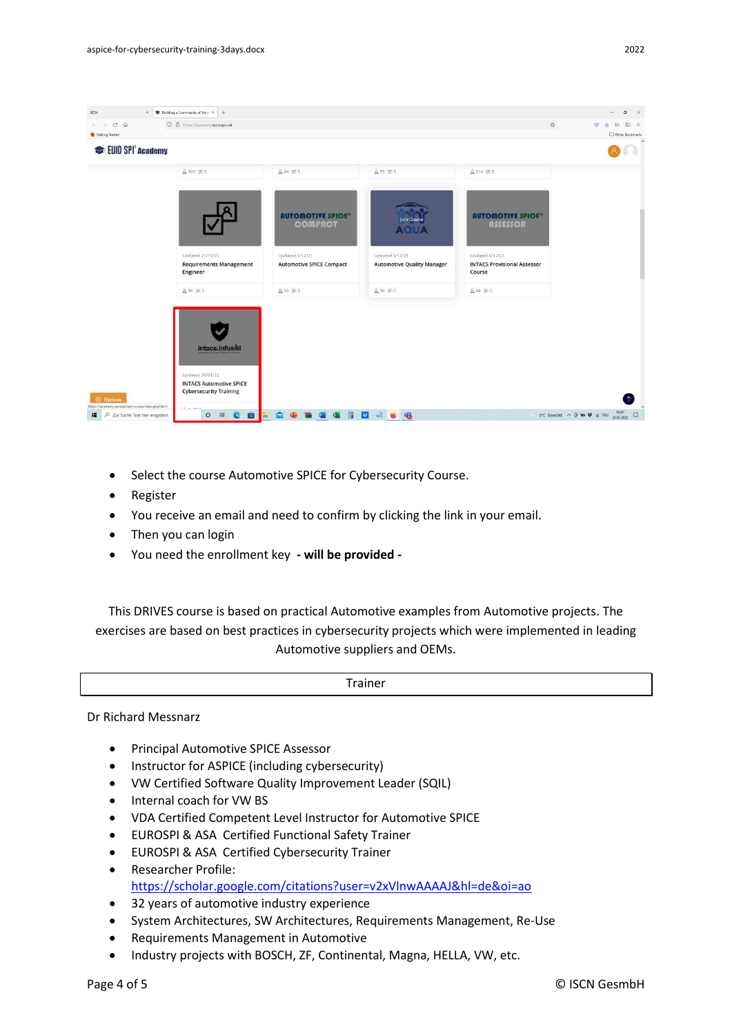- Select the course Automotive SPICE for Cybersecurity Course.
- Register
- You receive an email and need to confirm by clicking the link in your email.
- Then you can login
- You need the enrollment key **- will be provided -**

This DRIVES course is based on practical Automotive examples from Automotive projects. The exercises are based on best practices in cybersecurity projects which were implemented in leading Automotive suppliers and OEMs.

| Trainer |
|---|

Dr Richard Messnarz

- Principal Automotive SPICE Assessor
- Instructor for ASPICE (including cybersecurity)
- VW Certified Software Quality Improvement Leader (SQIL)
- Internal coach for VW BS
- VDA Certified Competent Level Instructor for Automotive SPICE
- EUROSPI & ASA Certified Functional Safety Trainer
- EUROSPI & ASA Certified Cybersecurity Trainer
- Researcher Profile: https://scholar.google.com/citations?user=v2xVlnwAAAAJ&hl=de&oi=ao
- 32 years of automotive industry experience
- System Architectures, SW Architectures, Requirements Management, Re-Use
- Requirements Management in Automotive
- Industry projects with BOSCH, ZF, Continental, Magna, HELLA, VW, etc.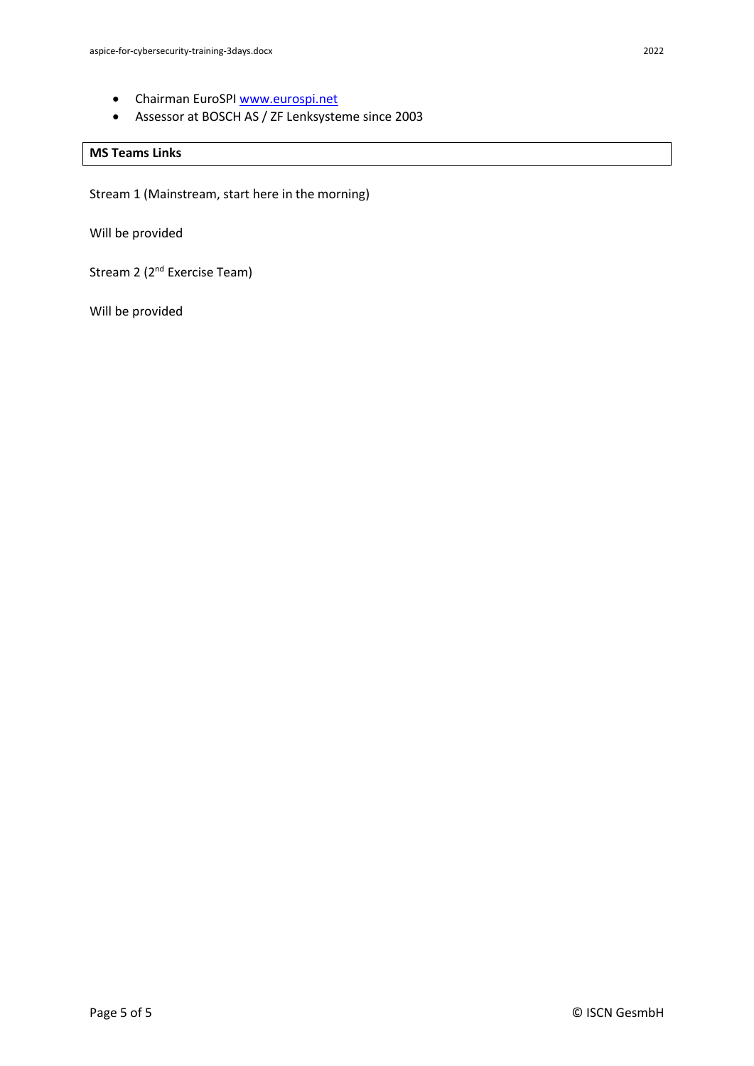- Chairman EuroSPI www.eurospi.net
- Assessor at BOSCH AS / ZF Lenksysteme since 2003

**MS Teams Links**

Stream 1 (Mainstream, start here in the morning)

Will be provided

Stream 2 (2nd Exercise Team)

Will be provided